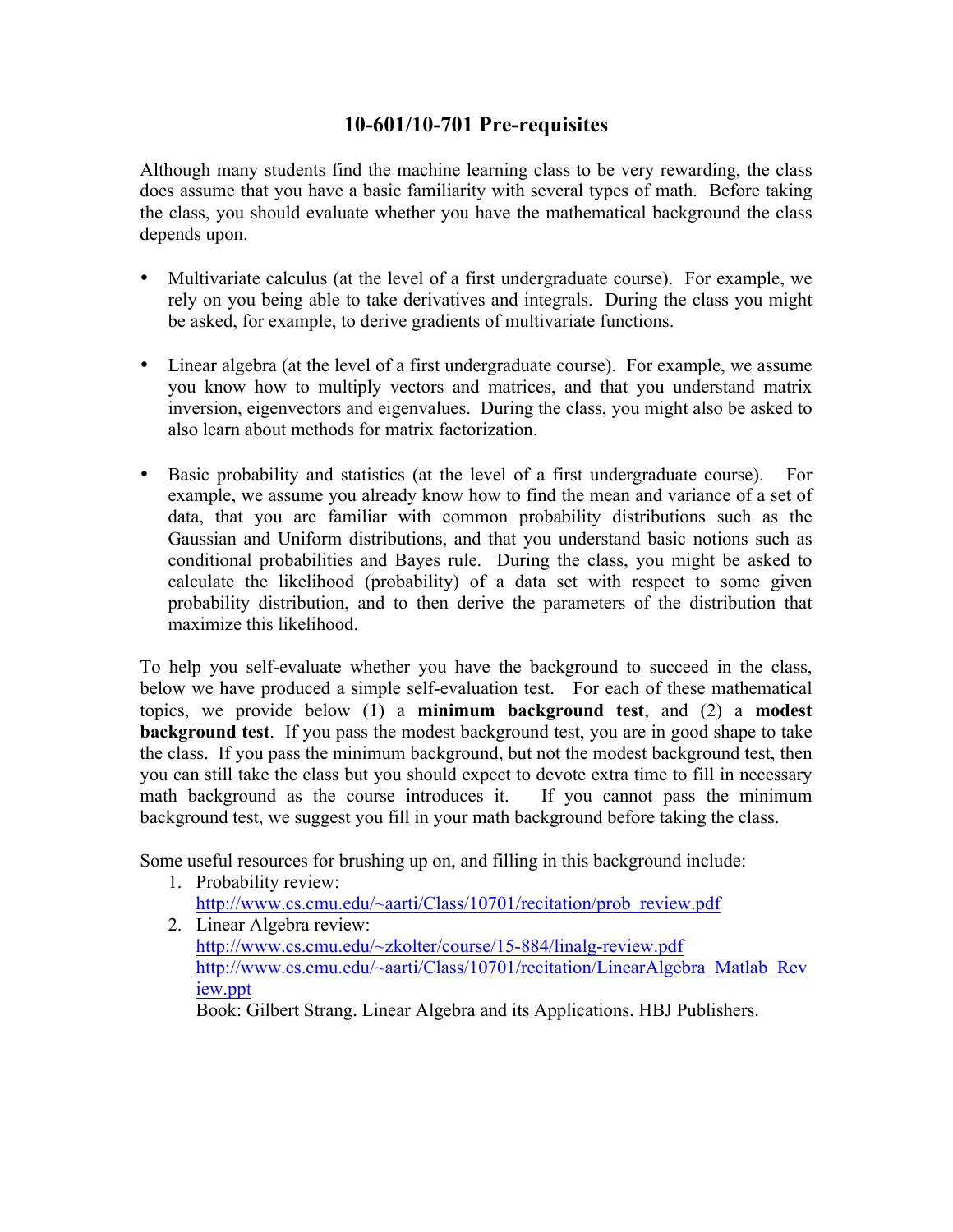# 10-601/10-701 Pre-requisites

Although many students find the machine learning class to be very rewarding, the class does assume that you have a basic familiarity with several types of math. Before taking the class, you should evaluate whether you have the mathematical background the class depends upon.

- Multivariate calculus (at the level of a first undergraduate course). For example, we rely on you being able to take derivatives and integrals. During the class you might be asked, for example, to derive gradients of multivariate functions.

- Linear algebra (at the level of a first undergraduate course). For example, we assume you know how to multiply vectors and matrices, and that you understand matrix inversion, eigenvectors and eigenvalues. During the class, you might also be asked to also learn about methods for matrix factorization.

- Basic probability and statistics (at the level of a first undergraduate course). For example, we assume you already know how to find the mean and variance of a set of data, that you are familiar with common probability distributions such as the Gaussian and Uniform distributions, and that you understand basic notions such as conditional probabilities and Bayes rule. During the class, you might be asked to calculate the likelihood (probability) of a data set with respect to some given probability distribution, and to then derive the parameters of the distribution that maximize this likelihood.

To help you self-evaluate whether you have the background to succeed in the class, below we have produced a simple self-evaluation test. For each of these mathematical topics, we provide below (1) a **minimum background test**, and (2) a **modest background test**. If you pass the modest background test, you are in good shape to take the class. If you pass the minimum background, but not the modest background test, then you can still take the class but you should expect to devote extra time to fill in necessary math background as the course introduces it. If you cannot pass the minimum background test, we suggest you fill in your math background before taking the class.

Some useful resources for brushing up on, and filling in this background include:

1. Probability review:
   http://www.cs.cmu.edu/~aarti/Class/10701/recitation/prob_review.pdf
2. Linear Algebra review:
   http://www.cs.cmu.edu/~zkolter/course/15-884/linalg-review.pdf
   http://www.cs.cmu.edu/~aarti/Class/10701/recitation/LinearAlgebra_Matlab_Review.ppt
   Book: Gilbert Strang. Linear Algebra and its Applications. HBJ Publishers.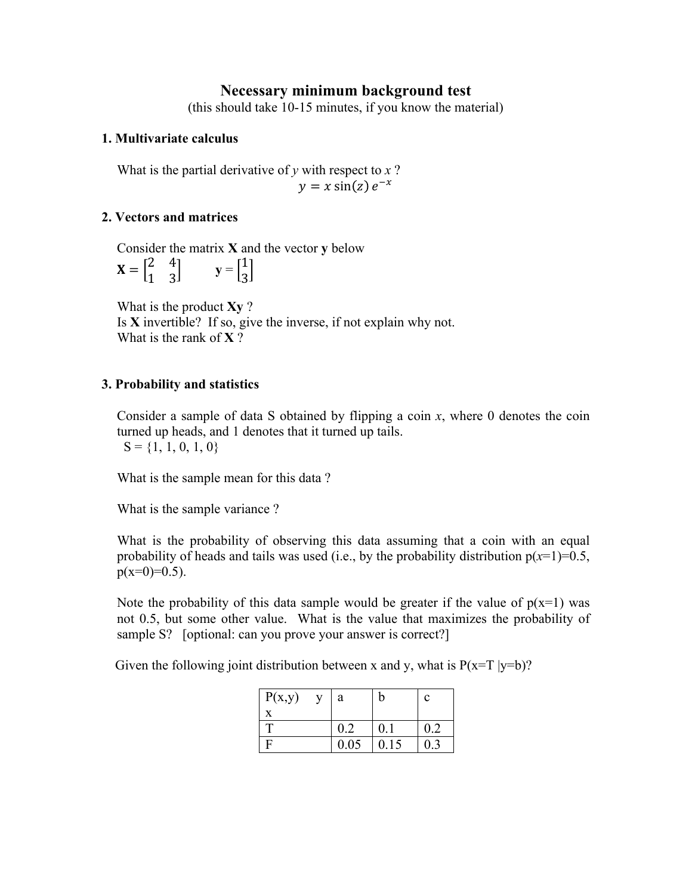# Necessary minimum background test

(this should take 10-15 minutes, if you know the material)

## 1. Multivariate calculus

What is the partial derivative of $y$ with respect to $x$ ?

$$y = x \sin(z)\, e^{-x}$$

## 2. Vectors and matrices

Consider the matrix **X** and the vector **y** below

$$\mathbf{X} = \begin{bmatrix} 2 & 4 \\ 1 & 3 \end{bmatrix} \qquad \mathbf{y} = \begin{bmatrix} 1 \\ 3 \end{bmatrix}$$

What is the product **Xy** ?
Is **X** invertible? If so, give the inverse, if not explain why not.
What is the rank of **X** ?

## 3. Probability and statistics

Consider a sample of data S obtained by flipping a coin $x$, where 0 denotes the coin turned up heads, and 1 denotes that it turned up tails.
S = {1, 1, 0, 1, 0}

What is the sample mean for this data ?

What is the sample variance ?

What is the probability of observing this data assuming that a coin with an equal probability of heads and tails was used (i.e., by the probability distribution $p(x=1)=0.5$, $p(x=0)=0.5$).

Note the probability of this data sample would be greater if the value of $p(x=1)$ was not 0.5, but some other value. What is the value that maximizes the probability of sample S? [optional: can you prove your answer is correct?]

Given the following joint distribution between x and y, what is P(x=T |y=b)?

| P(x,y) y<br>x | a | b | c |
|---|---|---|---|
| T | 0.2 | 0.1 | 0.2 |
| F | 0.05 | 0.15 | 0.3 |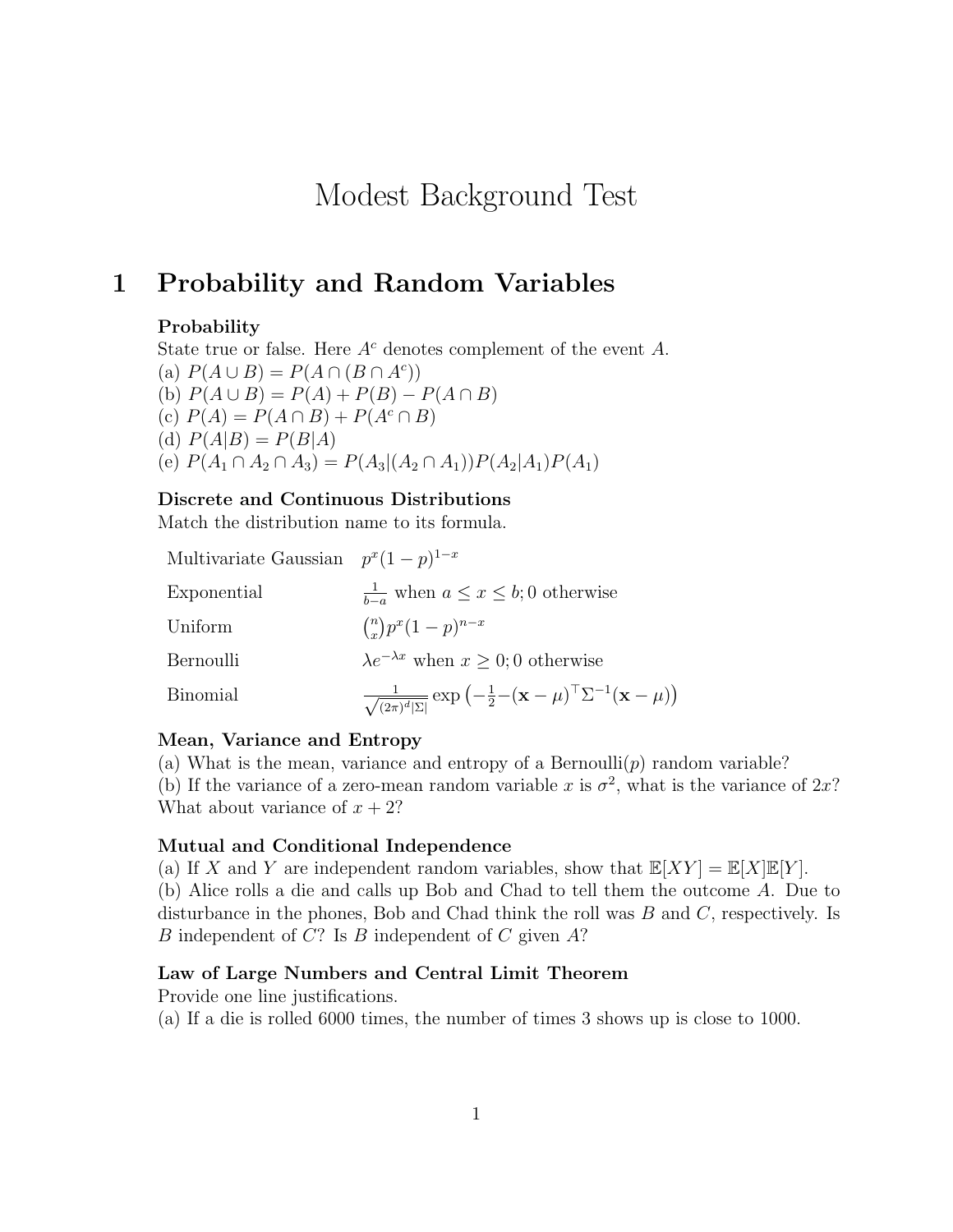# Modest Background Test

## 1 Probability and Random Variables

### Probability

State true or false. Here $A^c$ denotes complement of the event $A$.

(a) $P(A \cup B) = P(A \cap (B \cap A^c))$

(b) $P(A \cup B) = P(A) + P(B) - P(A \cap B)$

(c) $P(A) = P(A \cap B) + P(A^c \cap B)$

(d) $P(A|B) = P(B|A)$

(e) $P(A_1 \cap A_2 \cap A_3) = P(A_3|(A_2 \cap A_1))P(A_2|A_1)P(A_1)$

### Discrete and Continuous Distributions

Match the distribution name to its formula.

| | |
|---|---|
| Multivariate Gaussian | $p^x(1-p)^{1-x}$ |
| Exponential | $\frac{1}{b-a}$ when $a \leq x \leq b$; 0 otherwise |
| Uniform | $\binom{n}{x} p^x (1-p)^{n-x}$ |
| Bernoulli | $\lambda e^{-\lambda x}$ when $x \geq 0$; 0 otherwise |
| Binomial | $\frac{1}{\sqrt{(2\pi)^d \lvert\Sigma\rvert}} \exp\left(-\frac{1}{2} - (\mathbf{x} - \mu)^\top \Sigma^{-1} (\mathbf{x} - \mu)\right)$ |

### Mean, Variance and Entropy

(a) What is the mean, variance and entropy of a Bernoulli($p$) random variable?

(b) If the variance of a zero-mean random variable $x$ is $\sigma^2$, what is the variance of $2x$? What about variance of $x + 2$?

### Mutual and Conditional Independence

(a) If $X$ and $Y$ are independent random variables, show that $\mathbb{E}[XY] = \mathbb{E}[X]\mathbb{E}[Y]$.

(b) Alice rolls a die and calls up Bob and Chad to tell them the outcome $A$. Due to disturbance in the phones, Bob and Chad think the roll was $B$ and $C$, respectively. Is $B$ independent of $C$? Is $B$ independent of $C$ given $A$?

### Law of Large Numbers and Central Limit Theorem

Provide one line justifications.

(a) If a die is rolled 6000 times, the number of times 3 shows up is close to 1000.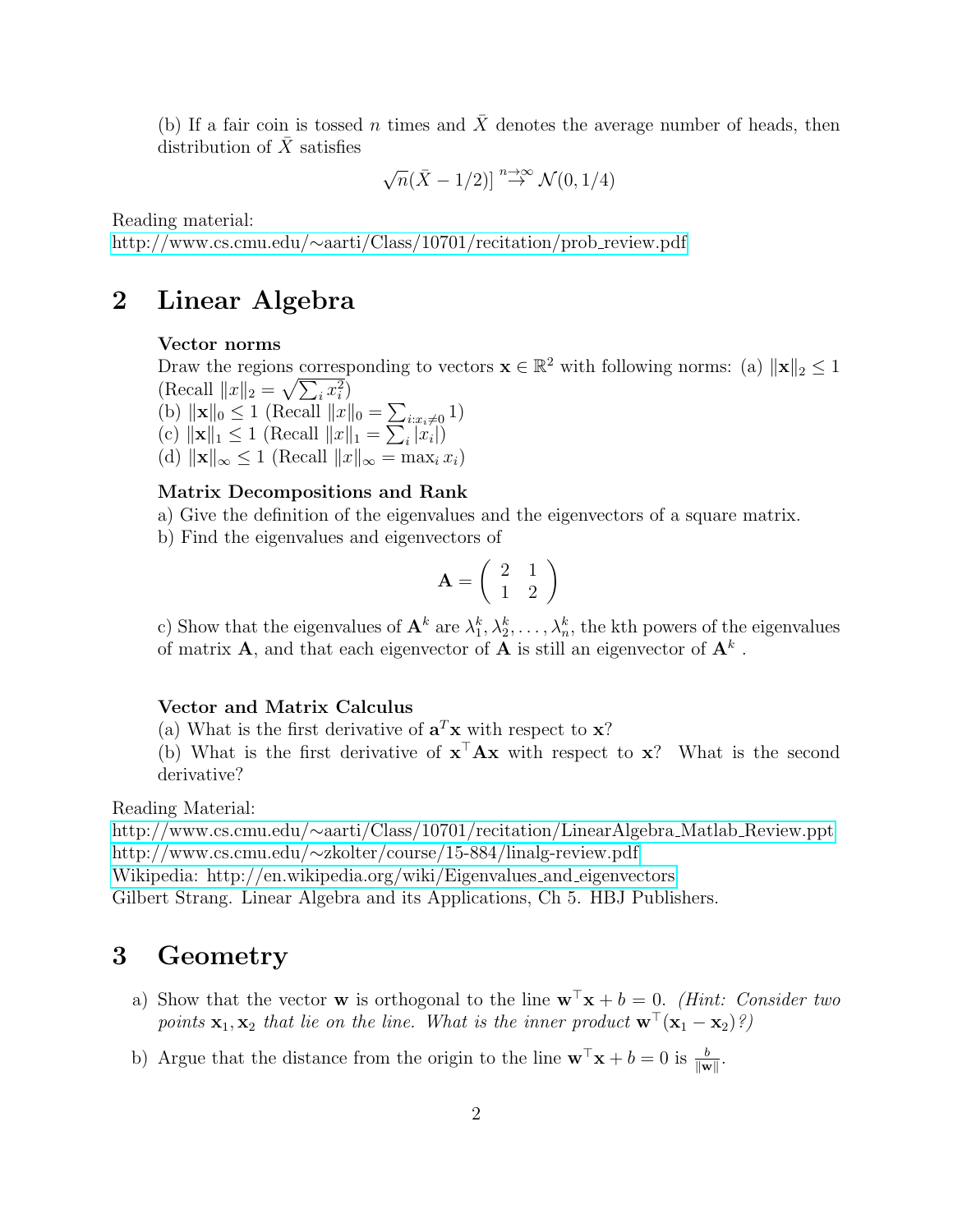(b) If a fair coin is tossed $n$ times and $\bar{X}$ denotes the average number of heads, then distribution of $\bar{X}$ satisfies

$$\sqrt{n}(\bar{X} - 1/2)] \stackrel{n\to\infty}{\to} \mathcal{N}(0, 1/4)$$

Reading material:
http://www.cs.cmu.edu/~aarti/Class/10701/recitation/prob_review.pdf

## 2 Linear Algebra

**Vector norms**

Draw the regions corresponding to vectors $\mathbf{x} \in \mathbb{R}^2$ with following norms: (a) $\|\mathbf{x}\|_2 \leq 1$ (Recall $\|x\|_2 = \sqrt{\sum_i x_i^2}$)
(b) $\|\mathbf{x}\|_0 \leq 1$ (Recall $\|x\|_0 = \sum_{i:x_i \neq 0} 1$)
(c) $\|\mathbf{x}\|_1 \leq 1$ (Recall $\|x\|_1 = \sum_i |x_i|$)
(d) $\|\mathbf{x}\|_\infty \leq 1$ (Recall $\|x\|_\infty = \max_i x_i$)

**Matrix Decompositions and Rank**

a) Give the definition of the eigenvalues and the eigenvectors of a square matrix.
b) Find the eigenvalues and eigenvectors of

$$\mathbf{A} = \left( \begin{array}{cc} 2 & 1 \\ 1 & 2 \end{array} \right)$$

c) Show that the eigenvalues of $\mathbf{A}^k$ are $\lambda_1^k, \lambda_2^k, \ldots, \lambda_n^k$, the kth powers of the eigenvalues of matrix $\mathbf{A}$, and that each eigenvector of $\mathbf{A}$ is still an eigenvector of $\mathbf{A}^k$ .

**Vector and Matrix Calculus**

(a) What is the first derivative of $\mathbf{a}^T\mathbf{x}$ with respect to $\mathbf{x}$?
(b) What is the first derivative of $\mathbf{x}^\top\mathbf{A}\mathbf{x}$ with respect to $\mathbf{x}$? What is the second derivative?

Reading Material:
http://www.cs.cmu.edu/~aarti/Class/10701/recitation/LinearAlgebra_Matlab_Review.ppt
http://www.cs.cmu.edu/~zkolter/course/15-884/linalg-review.pdf
Wikipedia: http://en.wikipedia.org/wiki/Eigenvalues_and_eigenvectors
Gilbert Strang. Linear Algebra and its Applications, Ch 5. HBJ Publishers.

## 3 Geometry

a) Show that the vector $\mathbf{w}$ is orthogonal to the line $\mathbf{w}^\top\mathbf{x} + b = 0$. *(Hint: Consider two points $\mathbf{x}_1, \mathbf{x}_2$ that lie on the line. What is the inner product $\mathbf{w}^\top(\mathbf{x}_1 - \mathbf{x}_2)$?)*

b) Argue that the distance from the origin to the line $\mathbf{w}^\top\mathbf{x} + b = 0$ is $\frac{b}{\|\mathbf{w}\|}$.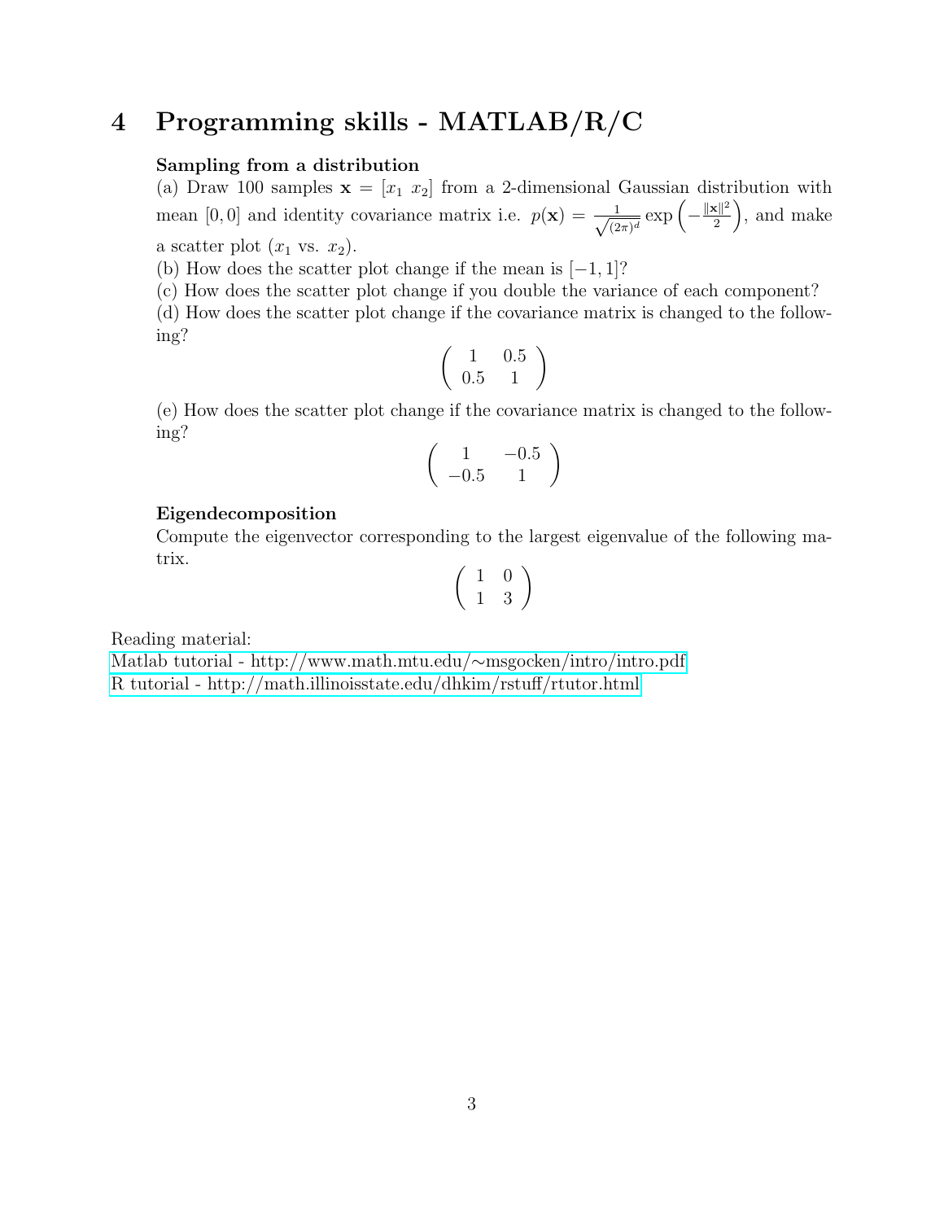# 4 Programming skills - MATLAB/R/C

**Sampling from a distribution**

(a) Draw 100 samples $\mathbf{x} = [x_1 \ x_2]$ from a 2-dimensional Gaussian distribution with mean $[0, 0]$ and identity covariance matrix i.e. $p(\mathbf{x}) = \frac{1}{\sqrt{(2\pi)^d}} \exp\left(-\frac{\|\mathbf{x}\|^2}{2}\right)$, and make a scatter plot ($x_1$ vs. $x_2$).

(b) How does the scatter plot change if the mean is $[-1, 1]$?

(c) How does the scatter plot change if you double the variance of each component?

(d) How does the scatter plot change if the covariance matrix is changed to the following?

$$\begin{pmatrix} 1 & 0.5 \\ 0.5 & 1 \end{pmatrix}$$

(e) How does the scatter plot change if the covariance matrix is changed to the following?

$$\begin{pmatrix} 1 & -0.5 \\ -0.5 & 1 \end{pmatrix}$$

**Eigendecomposition**

Compute the eigenvector corresponding to the largest eigenvalue of the following matrix.

$$\begin{pmatrix} 1 & 0 \\ 1 & 3 \end{pmatrix}$$

Reading material:

Matlab tutorial - http://www.math.mtu.edu/~msgocken/intro/intro.pdf

R tutorial - http://math.illinoisstate.edu/dhkim/rstuff/rtutor.html